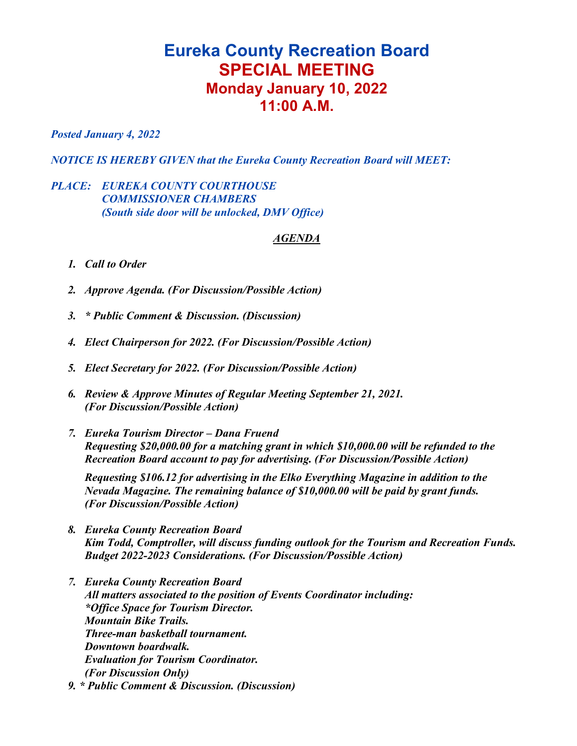# Eureka County Recreation Board
# SPECIAL MEETING
## Monday January 10, 2022
## 11:00 A.M.

*Posted January 4, 2022*

*NOTICE IS HEREBY GIVEN that the Eureka County Recreation Board will MEET:*

*PLACE: EUREKA COUNTY COURTHOUSE*
*COMMISSIONER CHAMBERS*
*(South side door will be unlocked, DMV Office)*

***AGENDA***

1. ***Call to Order***

2. ***Approve Agenda. (For Discussion/Possible Action)***

3. ***\* Public Comment & Discussion. (Discussion)***

4. ***Elect Chairperson for 2022. (For Discussion/Possible Action)***

5. ***Elect Secretary for 2022. (For Discussion/Possible Action)***

6. ***Review & Approve Minutes of Regular Meeting September 21, 2021.***
   ***(For Discussion/Possible Action)***

7. ***Eureka Tourism Director – Dana Fruend***
   ***Requesting $20,000.00 for a matching grant in which $10,000.00 will be refunded to the Recreation Board account to pay for advertising. (For Discussion/Possible Action)***

   ***Requesting $106.12 for advertising in the Elko Everything Magazine in addition to the Nevada Magazine. The remaining balance of $10,000.00 will be paid by grant funds. (For Discussion/Possible Action)***

8. ***Eureka County Recreation Board***
   ***Kim Todd, Comptroller, will discuss funding outlook for the Tourism and Recreation Funds. Budget 2022-2023 Considerations. (For Discussion/Possible Action)***

7. ***Eureka County Recreation Board***
   ***All matters associated to the position of Events Coordinator including:***
   ***\*Office Space for Tourism Director.***
   ***Mountain Bike Trails.***
   ***Three-man basketball tournament.***
   ***Downtown boardwalk.***
   ***Evaluation for Tourism Coordinator.***
   ***(For Discussion Only)***

9. ***\* Public Comment & Discussion. (Discussion)***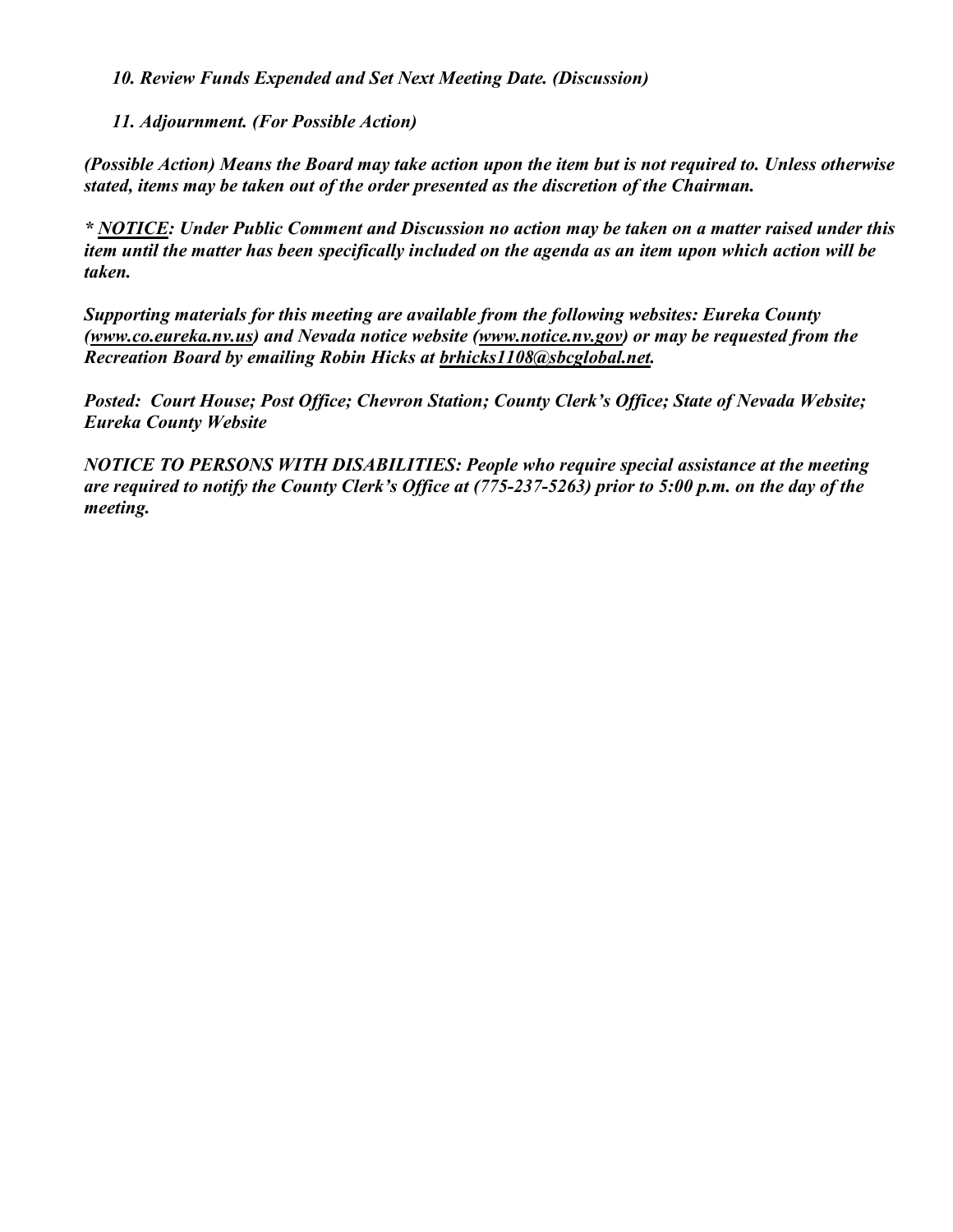*10. Review Funds Expended and Set Next Meeting Date. (Discussion)*

*11. Adjournment. (For Possible Action)*

***(Possible Action) Means the Board may take action upon the item but is not required to. Unless otherwise stated, items may be taken out of the order presented as the discretion of the Chairman.***

***\* NOTICE: Under Public Comment and Discussion no action may be taken on a matter raised under this item until the matter has been specifically included on the agenda as an item upon which action will be taken.***

***Supporting materials for this meeting are available from the following websites: Eureka County (www.co.eureka.nv.us) and Nevada notice website (www.notice.nv.gov) or may be requested from the Recreation Board by emailing Robin Hicks at brhicks1108@sbcglobal.net.***

***Posted: Court House; Post Office; Chevron Station; County Clerk's Office; State of Nevada Website; Eureka County Website***

***NOTICE TO PERSONS WITH DISABILITIES: People who require special assistance at the meeting are required to notify the County Clerk's Office at (775-237-5263) prior to 5:00 p.m. on the day of the meeting.***